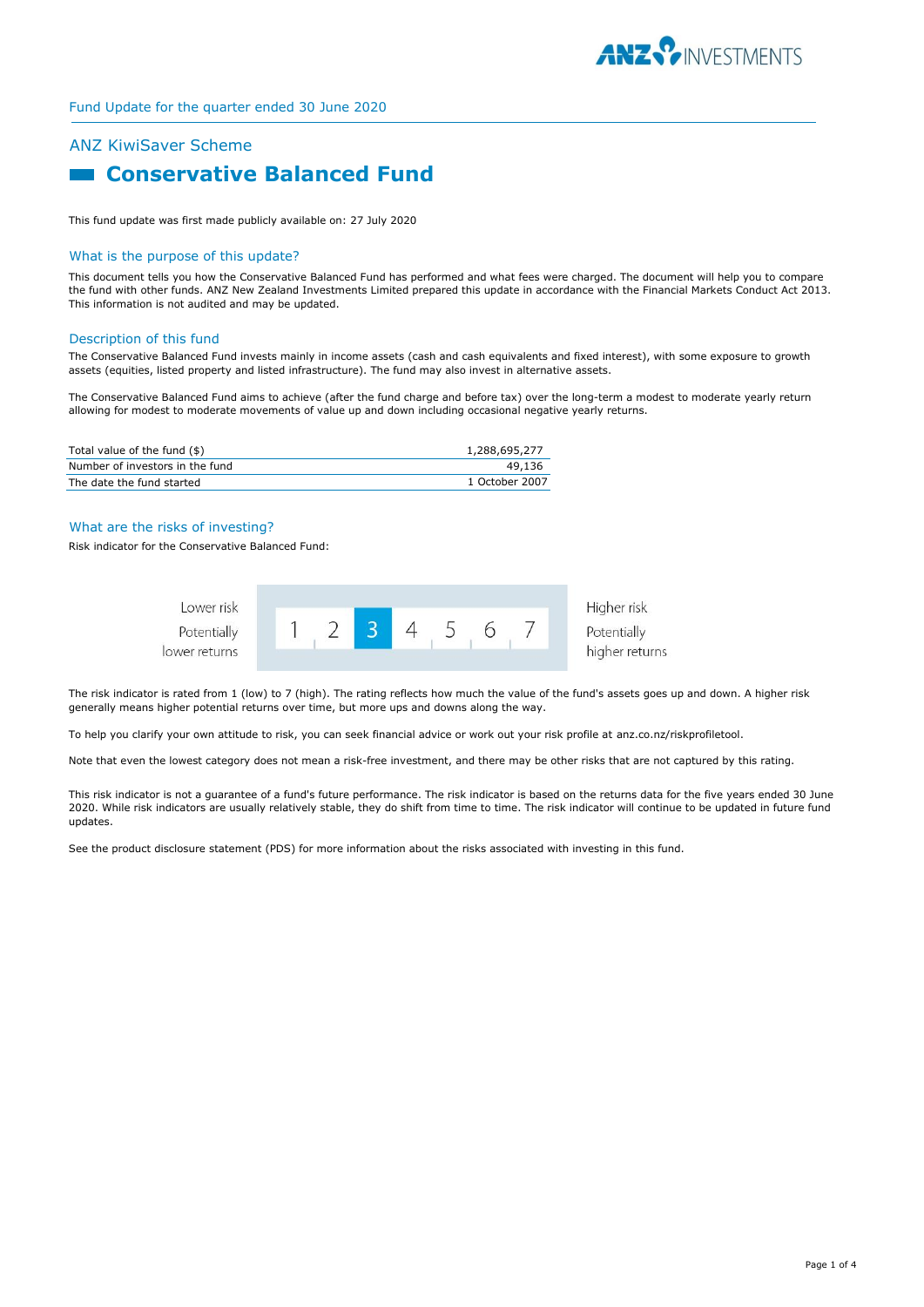Fund Update for the quarter ended 30 June 2020

## ANZ KiwiSaver Scheme

# Conservative Balanced Fund

This fund update was first made publicly available on: 27 July 2020

### What is the purpose of this update?

This document tells you how the Conservative Balanced Fund has performed and what fees were charged. The document will help you to compare the fund with other funds. ANZ New Zealand Investments Limited prepared this update in accordance with the Financial Markets Conduct Act 2013. This information is not audited and may be updated.

### Description of this fund

The Conservative Balanced Fund invests mainly in income assets (cash and cash equivalents and fixed interest), with some exposure to growth assets (equities, listed property and listed infrastructure). The fund may also invest in alternative assets.

The Conservative Balanced Fund aims to achieve (after the fund charge and before tax) over the long-term a modest to moderate yearly return allowing for modest to moderate movements of value up and down including occasional negative yearly returns.

| | |
|---|---|
| Total value of the fund ($) | 1,288,695,277 |
| Number of investors in the fund | 49,136 |
| The date the fund started | 1 October 2007 |

### What are the risks of investing?

Risk indicator for the Conservative Balanced Fund:

| Lower risk<br>Potentially lower returns | 1 | 2 | **3** | 4 | 5 | 6 | 7 | Higher risk<br>Potentially higher returns |
|---|---|---|---|---|---|---|---|---|

The risk indicator is rated from 1 (low) to 7 (high). The rating reflects how much the value of the fund's assets goes up and down. A higher risk generally means higher potential returns over time, but more ups and downs along the way.

To help you clarify your own attitude to risk, you can seek financial advice or work out your risk profile at anz.co.nz/riskprofiletool.

Note that even the lowest category does not mean a risk-free investment, and there may be other risks that are not captured by this rating.

This risk indicator is not a guarantee of a fund's future performance. The risk indicator is based on the returns data for the five years ended 30 June 2020. While risk indicators are usually relatively stable, they do shift from time to time. The risk indicator will continue to be updated in future fund updates.

See the product disclosure statement (PDS) for more information about the risks associated with investing in this fund.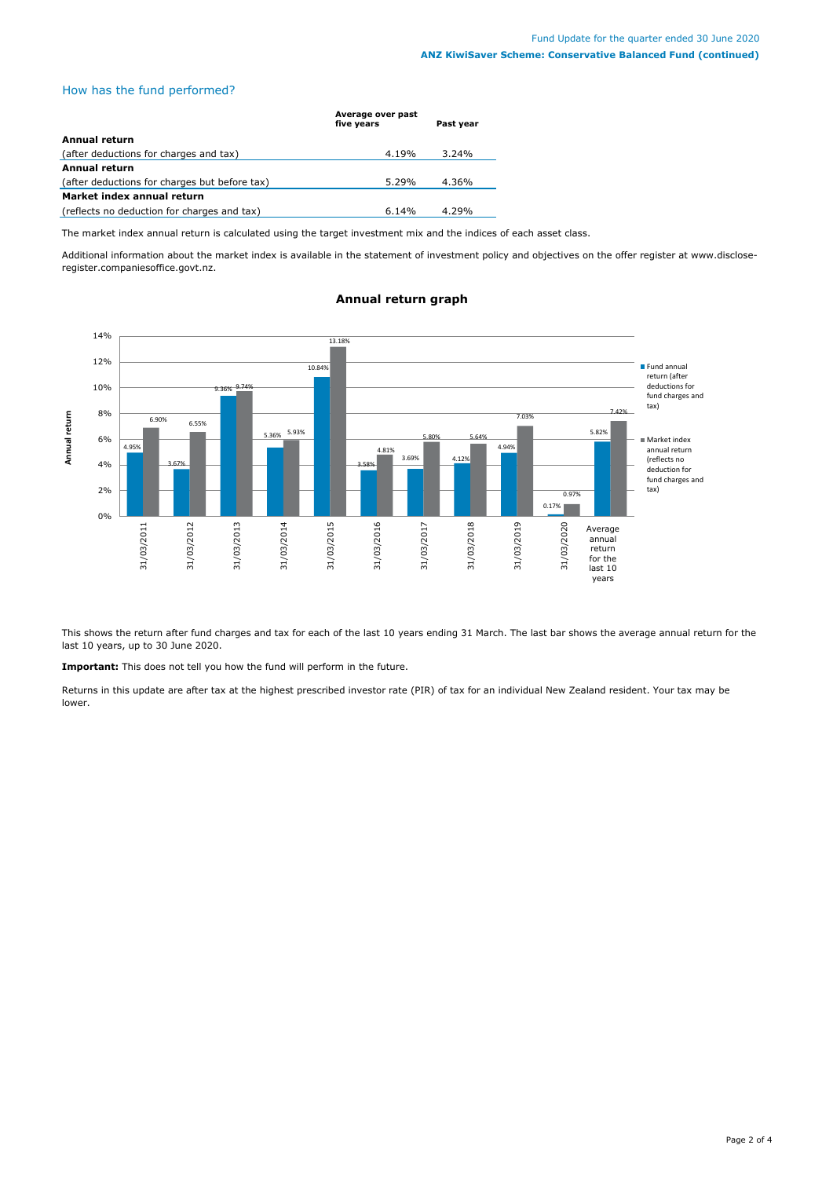## How has the fund performed?

| | Average over past five years | Past year |
|---|---|---|
| **Annual return** | | |
| (after deductions for charges and tax) | 4.19% | 3.24% |
| **Annual return** | | |
| (after deductions for charges but before tax) | 5.29% | 4.36% |
| **Market index annual return** | | |
| (reflects no deduction for charges and tax) | 6.14% | 4.29% |

The market index annual return is calculated using the target investment mix and the indices of each asset class.

Additional information about the market index is available in the statement of investment policy and objectives on the offer register at www.disclose-register.companiesoffice.govt.nz.

### Annual return graph

| | Fund annual return (after deductions for fund charges and tax) | Market index annual return (reflects no deduction for fund charges and tax) |
|---|---|---|
| 31/03/2011 | 4.95% | 6.90% |
| 31/03/2012 | 3.67% | 6.55% |
| 31/03/2013 | 9.36% | 9.74% |
| 31/03/2014 | 5.36% | 5.93% |
| 31/03/2015 | 10.84% | 13.18% |
| 31/03/2016 | 3.58% | 4.81% |
| 31/03/2017 | 3.69% | 5.80% |
| 31/03/2018 | 4.12% | 5.64% |
| 31/03/2019 | 4.94% | 7.03% |
| 31/03/2020 | 0.17% | 0.97% |
| Average annual return for the last 10 years | 5.82% | 7.42% |

This shows the return after fund charges and tax for each of the last 10 years ending 31 March. The last bar shows the average annual return for the last 10 years, up to 30 June 2020.

**Important:** This does not tell you how the fund will perform in the future.

Returns in this update are after tax at the highest prescribed investor rate (PIR) of tax for an individual New Zealand resident. Your tax may be lower.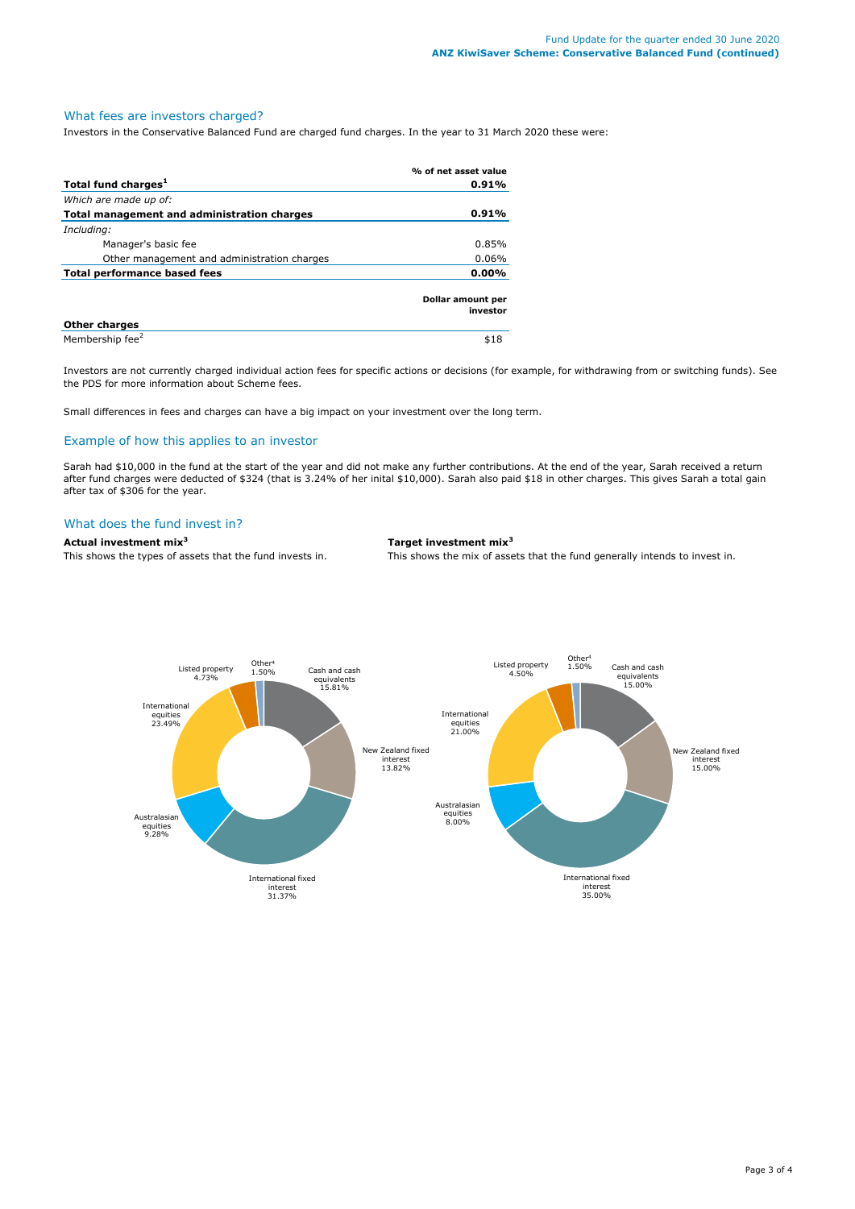## What fees are investors charged?

Investors in the Conservative Balanced Fund are charged fund charges. In the year to 31 March 2020 these were:

| | % of net asset value |
|---|---|
| **Total fund charges[1]** | **0.91%** |
| *Which are made up of:* | |
| **Total management and administration charges** | **0.91%** |
| *Including:* | |
| Manager's basic fee | 0.85% |
| Other management and administration charges | 0.06% |
| **Total performance based fees** | **0.00%** |
| | **Dollar amount per investor** |
| **Other charges** | |
| Membership fee[2] | $18 |

Investors are not currently charged individual action fees for specific actions or decisions (for example, for withdrawing from or switching funds). See the PDS for more information about Scheme fees.

Small differences in fees and charges can have a big impact on your investment over the long term.

## Example of how this applies to an investor

Sarah had $10,000 in the fund at the start of the year and did not make any further contributions. At the end of the year, Sarah received a return after fund charges were deducted of $324 (that is 3.24% of her inital $10,000). Sarah also paid $18 in other charges. This gives Sarah a total gain after tax of $306 for the year.

## What does the fund invest in?

**Actual investment mix[3]**

This shows the types of assets that the fund invests in.

| Asset type | Actual |
|---|---|
| Cash and cash equivalents | 15.81% |
| New Zealand fixed interest | 13.82% |
| International fixed interest | 31.37% |
| Australasian equities | 9.28% |
| International equities | 23.49% |
| Listed property | 4.73% |
| Other[4] | 1.50% |

**Target investment mix[3]**

This shows the mix of assets that the fund generally intends to invest in.

| Asset type | Target |
|---|---|
| Cash and cash equivalents | 15.00% |
| New Zealand fixed interest | 15.00% |
| International fixed interest | 35.00% |
| Australasian equities | 8.00% |
| International equities | 21.00% |
| Listed property | 4.50% |
| Other[4] | 1.50% |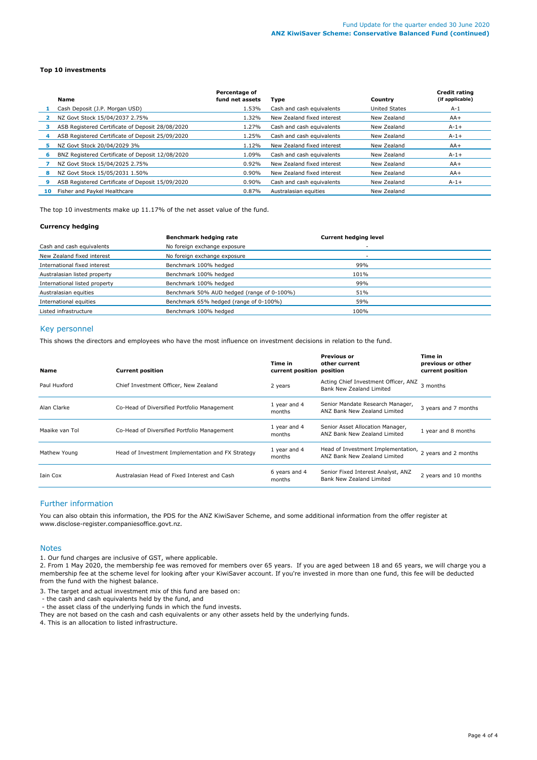### Top 10 investments

| | Name | Percentage of fund net assets | Type | Country | Credit rating (if applicable) |
|---|---|---|---|---|---|
| 1 | Cash Deposit (J.P. Morgan USD) | 1.53% | Cash and cash equivalents | United States | A-1 |
| 2 | NZ Govt Stock 15/04/2037 2.75% | 1.32% | New Zealand fixed interest | New Zealand | AA+ |
| 3 | ASB Registered Certificate of Deposit 28/08/2020 | 1.27% | Cash and cash equivalents | New Zealand | A-1+ |
| 4 | ASB Registered Certificate of Deposit 25/09/2020 | 1.25% | Cash and cash equivalents | New Zealand | A-1+ |
| 5 | NZ Govt Stock 20/04/2029 3% | 1.12% | New Zealand fixed interest | New Zealand | AA+ |
| 6 | BNZ Registered Certificate of Deposit 12/08/2020 | 1.09% | Cash and cash equivalents | New Zealand | A-1+ |
| 7 | NZ Govt Stock 15/04/2025 2.75% | 0.92% | New Zealand fixed interest | New Zealand | AA+ |
| 8 | NZ Govt Stock 15/05/2031 1.50% | 0.90% | New Zealand fixed interest | New Zealand | AA+ |
| 9 | ASB Registered Certificate of Deposit 15/09/2020 | 0.90% | Cash and cash equivalents | New Zealand | A-1+ |
| 10 | Fisher and Paykel Healthcare | 0.87% | Australasian equities | New Zealand | |

The top 10 investments make up 11.17% of the net asset value of the fund.

### Currency hedging

| | Benchmark hedging rate | Current hedging level |
|---|---|---|
| Cash and cash equivalents | No foreign exchange exposure | - |
| New Zealand fixed interest | No foreign exchange exposure | - |
| International fixed interest | Benchmark 100% hedged | 99% |
| Australasian listed property | Benchmark 100% hedged | 101% |
| International listed property | Benchmark 100% hedged | 99% |
| Australasian equities | Benchmark 50% AUD hedged (range of 0-100%) | 51% |
| International equities | Benchmark 65% hedged (range of 0-100%) | 59% |
| Listed infrastructure | Benchmark 100% hedged | 100% |

## Key personnel

This shows the directors and employees who have the most influence on investment decisions in relation to the fund.

| Name | Current position | Time in current position | Previous or other current position | Time in previous or other current position |
|---|---|---|---|---|
| Paul Huxford | Chief Investment Officer, New Zealand | 2 years | Acting Chief Investment Officer, ANZ Bank New Zealand Limited | 3 months |
| Alan Clarke | Co-Head of Diversified Portfolio Management | 1 year and 4 months | Senior Mandate Research Manager, ANZ Bank New Zealand Limited | 3 years and 7 months |
| Maaike van Tol | Co-Head of Diversified Portfolio Management | 1 year and 4 months | Senior Asset Allocation Manager, ANZ Bank New Zealand Limited | 1 year and 8 months |
| Mathew Young | Head of Investment Implementation and FX Strategy | 1 year and 4 months | Head of Investment Implementation, ANZ Bank New Zealand Limited | 2 years and 2 months |
| Iain Cox | Australasian Head of Fixed Interest and Cash | 6 years and 4 months | Senior Fixed Interest Analyst, ANZ Bank New Zealand Limited | 2 years and 10 months |

## Further information

You can also obtain this information, the PDS for the ANZ KiwiSaver Scheme, and some additional information from the offer register at www.disclose-register.companiesoffice.govt.nz.

## Notes

1. Our fund charges are inclusive of GST, where applicable.
2. From 1 May 2020, the membership fee was removed for members over 65 years. If you are aged between 18 and 65 years, we will charge you a membership fee at the scheme level for looking after your KiwiSaver account. If you're invested in more than one fund, this fee will be deducted from the fund with the highest balance.
3. The target and actual investment mix of this fund are based on:
 - the cash and cash equivalents held by the fund, and
 - the asset class of the underlying funds in which the fund invests.
They are not based on the cash and cash equivalents or any other assets held by the underlying funds.
4. This is an allocation to listed infrastructure.